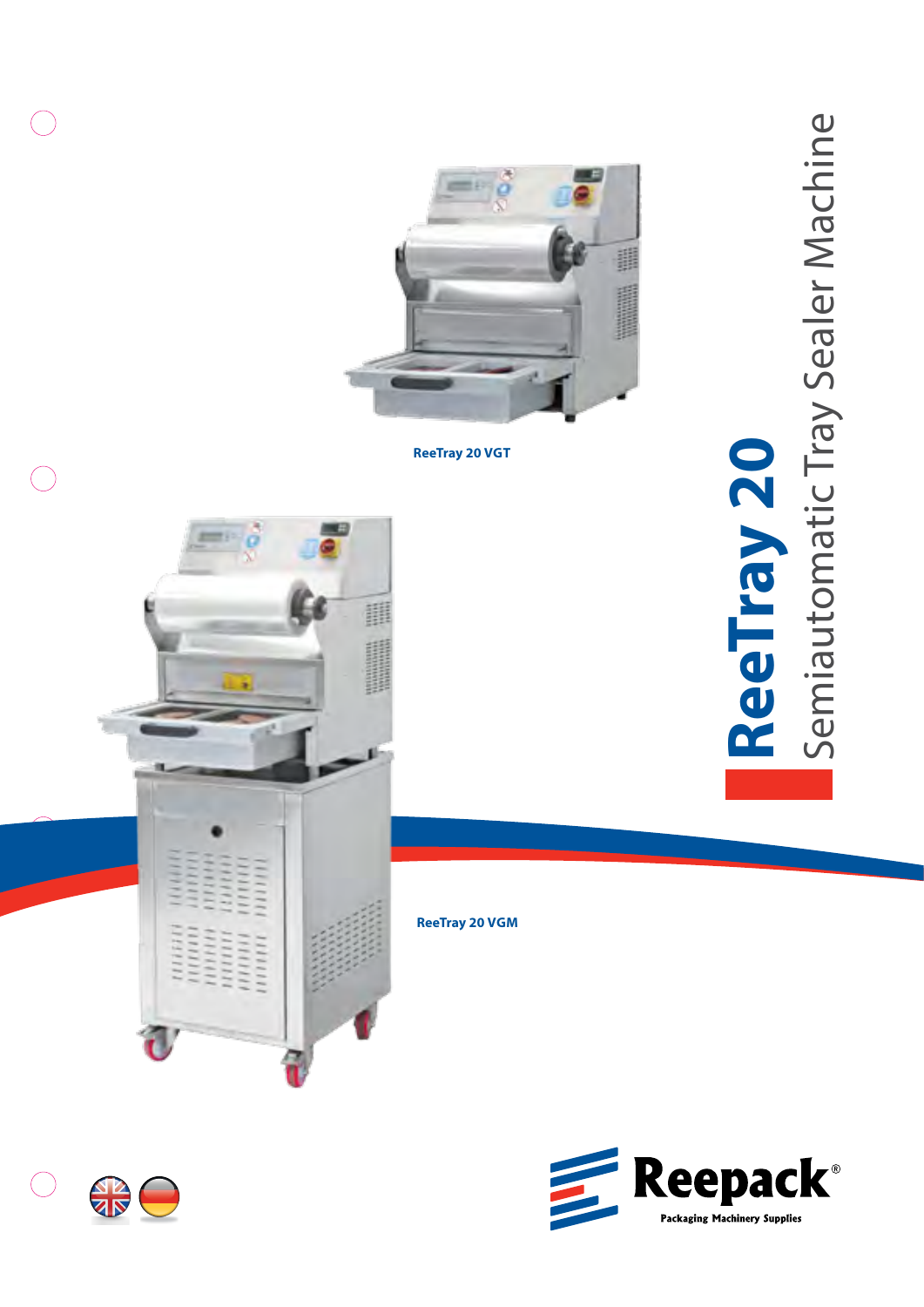# ReeTray 20

## Semiautomatic Tray Sealer Machine

ReeTray 20 VGT

ReeTray 20 VGM

Reepack®

Packaging Machinery Supplies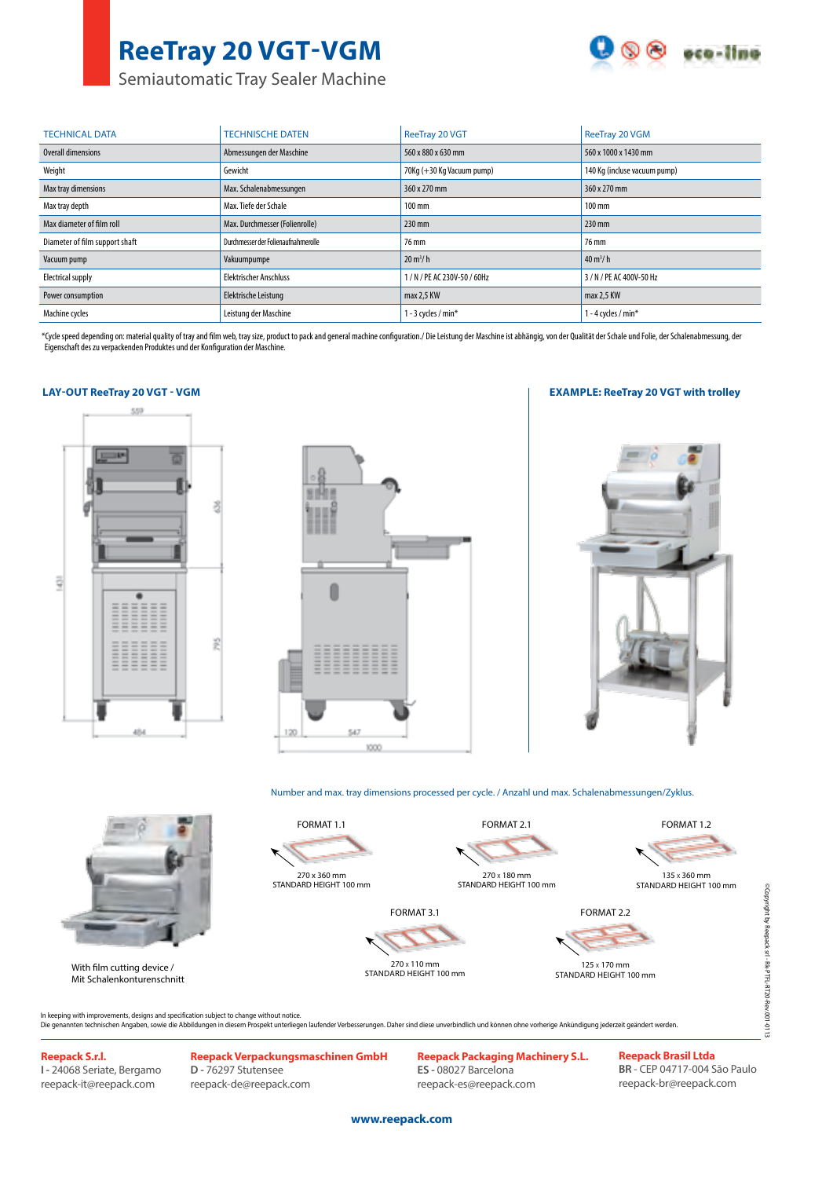# ReeTray 20 VGT-VGM

Semiautomatic Tray Sealer Machine

| TECHNICAL DATA | TECHNISCHE DATEN | ReeTray 20 VGT | ReeTray 20 VGM |
|---|---|---|---|
| Overall dimensions | Abmessungen der Maschine | 560 x 880 x 630 mm | 560 x 1000 x 1430 mm |
| Weight | Gewicht | 70Kg (+30 Kg Vacuum pump) | 140 Kg (incluse vacuum pump) |
| Max tray dimensions | Max. Schalenabmessungen | 360 x 270 mm | 360 x 270 mm |
| Max tray depth | Max. Tiefe der Schale | 100 mm | 100 mm |
| Max diameter of film roll | Max. Durchmesser (Folienrolle) | 230 mm | 230 mm |
| Diameter of film support shaft | Durchmesser der Folienaufnahmerolle | 76 mm | 76 mm |
| Vacuum pump | Vakuumpumpe | 20 $m^3$/ h | 40 $m^3$/ h |
| Electrical supply | Elektrischer Anschluss | 1 / N / PE AC 230V-50 / 60Hz | 3 / N / PE AC 400V-50 Hz |
| Power consumption | Elektrische Leistung | max 2,5 KW | max 2,5 KW |
| Machine cycles | Leistung der Maschine | 1 - 3 cycles / min* | 1 - 4 cycles / min* |

*Cycle speed depending on: material quality of tray and film web, tray size, product to pack and general machine configuration./ Die Leistung der Maschine ist abhängig, von der Qualität der Schale und Folie, der Schalenabmessung, der Eigenschaft des zu verpackenden Produktes und der Konfiguration der Maschine.

### LAY-OUT ReeTray 20 VGT - VGM

559
636
1431
795
484
120
547
1000

### EXAMPLE: ReeTray 20 VGT with trolley

Number and max. tray dimensions processed per cycle. / Anzahl und max. Schalenabmessungen/Zyklus.

FORMAT 1.1
270 x 360 mm
STANDARD HEIGHT 100 mm

FORMAT 2.1
270 x 180 mm
STANDARD HEIGHT 100 mm

FORMAT 1.2
135 x 360 mm
STANDARD HEIGHT 100 mm

FORMAT 3.1
270 x 110 mm
STANDARD HEIGHT 100 mm

FORMAT 2.2
125 x 170 mm
STANDARD HEIGHT 100 mm

With film cutting device /
Mit Schalenkonturenschnitt

In keeping with improvements, designs and specification subject to change without notice.
Die genannten technischen Angaben, sowie die Abbildungen in diesem Prospekt unterliegen laufender Verbesserungen. Daher sind diese unverbindlich und können ohne vorherige Ankündigung jederzeit geändert werden.

©Copyright by Reepack srl - Rk-PTFL-RT20-Rev.001-0113

**Reepack S.r.l.**
I - 24068 Seriate, Bergamo
reepack-it@reepack.com

**Reepack Verpackungsmaschinen GmbH**
D - 76297 Stutensee
reepack-de@reepack.com

**Reepack Packaging Machinery S.L.**
ES - 08027 Barcelona
reepack-es@reepack.com

**Reepack Brasil Ltda**
BR - CEP 04717-004 São Paulo
reepack-br@reepack.com

**www.reepack.com**